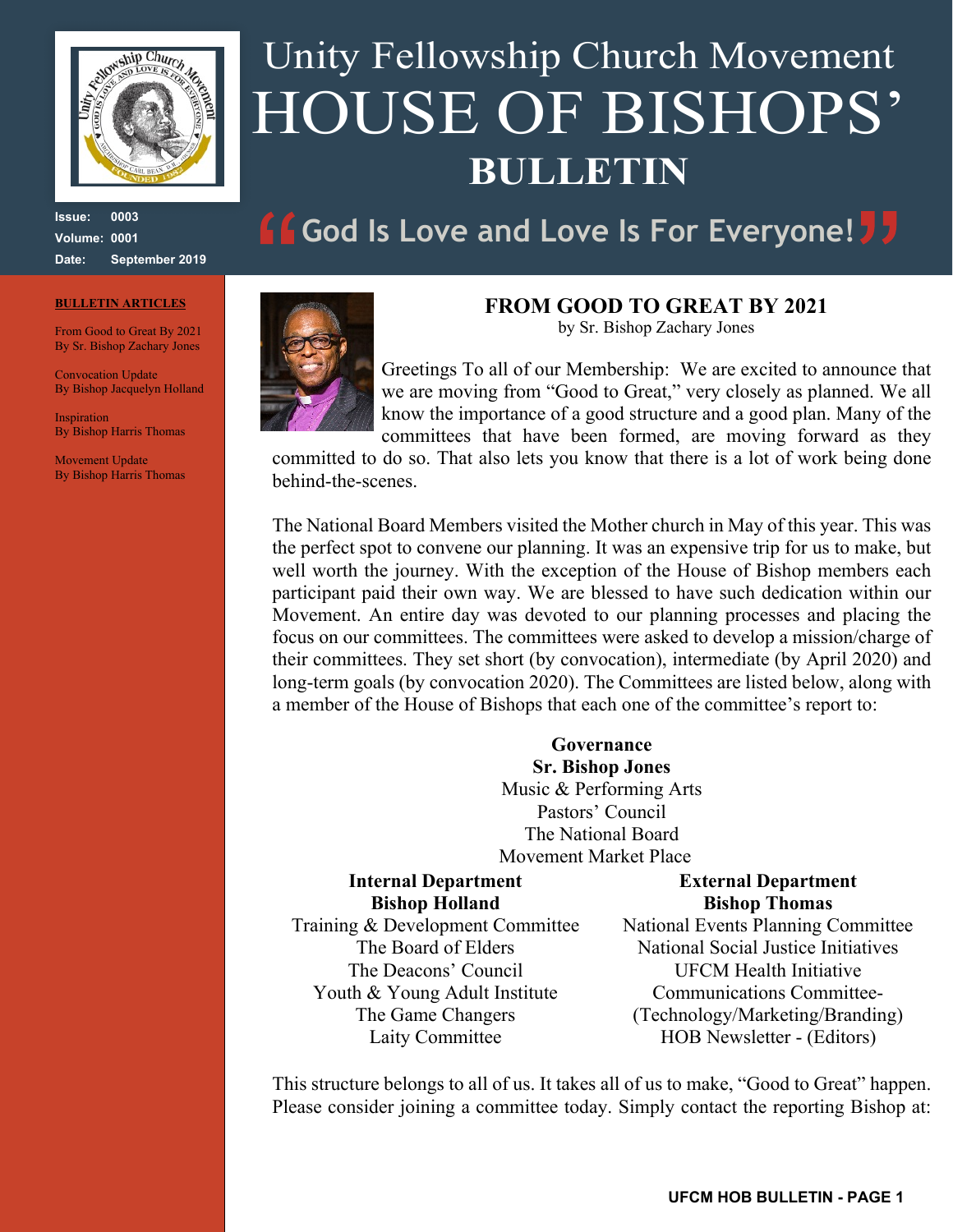# Unity Fellowship Church Movement
# HOUSE OF BISHOPS'
# BULLETIN

**Issue:** 0003
**Volume:** 0001
**Date:** September 2019

"God Is Love and Love Is For Everyone!"

**BULLETIN ARTICLES**

From Good to Great By 2021
By Sr. Bishop Zachary Jones

Convocation Update
By Bishop Jacquelyn Holland

Inspiration
By Bishop Harris Thomas

Movement Update
By Bishop Harris Thomas

## FROM GOOD TO GREAT BY 2021

by Sr. Bishop Zachary Jones

Greetings To all of our Membership: We are excited to announce that we are moving from "Good to Great," very closely as planned. We all know the importance of a good structure and a good plan. Many of the committees that have been formed, are moving forward as they committed to do so. That also lets you know that there is a lot of work being done behind-the-scenes.

The National Board Members visited the Mother church in May of this year. This was the perfect spot to convene our planning. It was an expensive trip for us to make, but well worth the journey. With the exception of the House of Bishop members each participant paid their own way. We are blessed to have such dedication within our Movement. An entire day was devoted to our planning processes and placing the focus on our committees. The committees were asked to develop a mission/charge of their committees. They set short (by convocation), intermediate (by April 2020) and long-term goals (by convocation 2020). The Committees are listed below, along with a member of the House of Bishops that each one of the committee's report to:

**Governance**
**Sr. Bishop Jones**
Music & Performing Arts
Pastors' Council
The National Board
Movement Market Place

**Internal Department**
**Bishop Holland**
Training & Development Committee
The Board of Elders
The Deacons' Council
Youth & Young Adult Institute
The Game Changers
Laity Committee

**External Department**
**Bishop Thomas**
National Events Planning Committee
National Social Justice Initiatives
UFCM Health Initiative
Communications Committee-
(Technology/Marketing/Branding)
HOB Newsletter - (Editors)

This structure belongs to all of us. It takes all of us to make, "Good to Great" happen. Please consider joining a committee today. Simply contact the reporting Bishop at: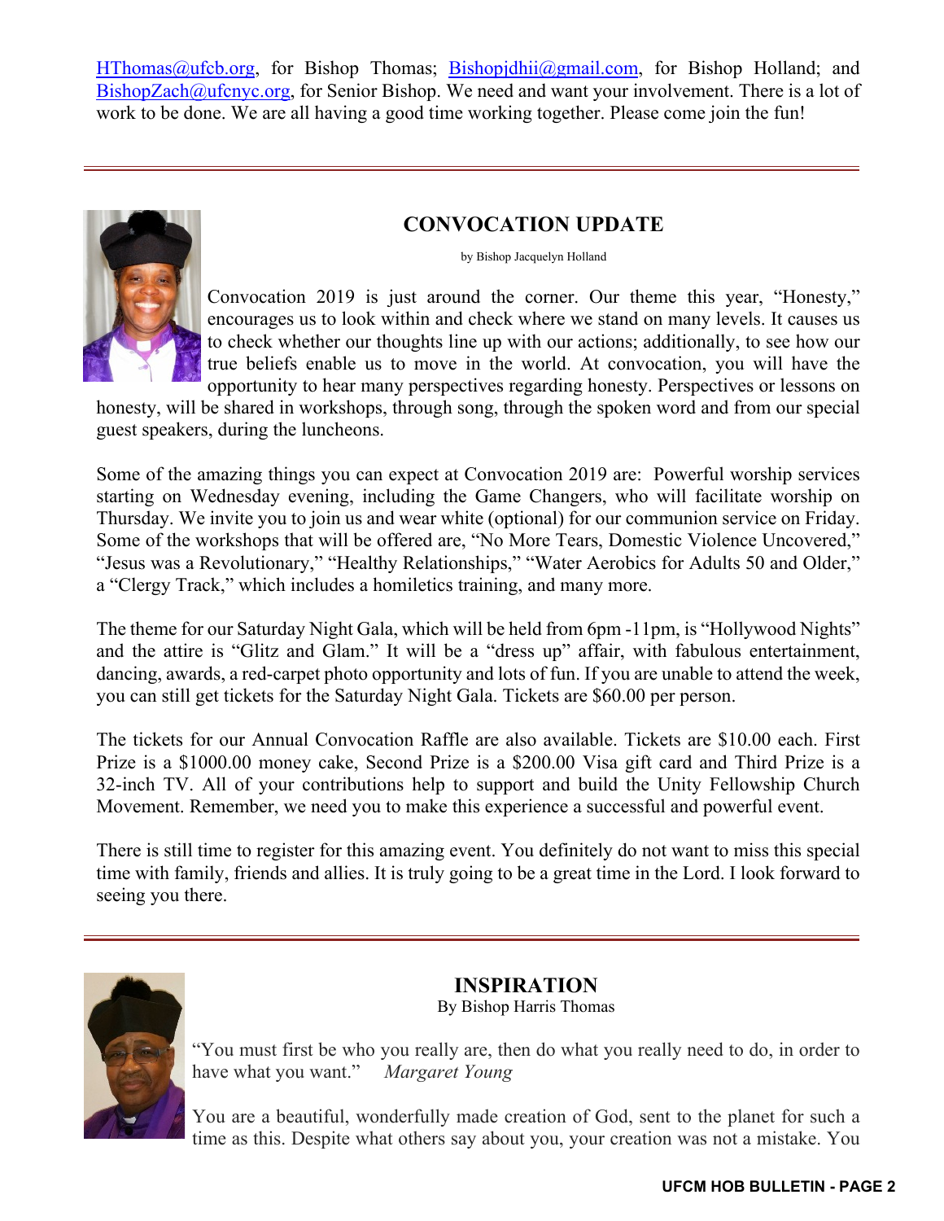HThomas@ufcb.org, for Bishop Thomas; Bishopjdhii@gmail.com, for Bishop Holland; and BishopZach@ufcnyc.org, for Senior Bishop. We need and want your involvement. There is a lot of work to be done. We are all having a good time working together. Please come join the fun!

---

## CONVOCATION UPDATE

by Bishop Jacquelyn Holland

Convocation 2019 is just around the corner. Our theme this year, "Honesty," encourages us to look within and check where we stand on many levels. It causes us to check whether our thoughts line up with our actions; additionally, to see how our true beliefs enable us to move in the world. At convocation, you will have the opportunity to hear many perspectives regarding honesty. Perspectives or lessons on honesty, will be shared in workshops, through song, through the spoken word and from our special guest speakers, during the luncheons.

Some of the amazing things you can expect at Convocation 2019 are: Powerful worship services starting on Wednesday evening, including the Game Changers, who will facilitate worship on Thursday. We invite you to join us and wear white (optional) for our communion service on Friday. Some of the workshops that will be offered are, "No More Tears, Domestic Violence Uncovered," "Jesus was a Revolutionary," "Healthy Relationships," "Water Aerobics for Adults 50 and Older," a "Clergy Track," which includes a homiletics training, and many more.

The theme for our Saturday Night Gala, which will be held from 6pm -11pm, is "Hollywood Nights" and the attire is "Glitz and Glam." It will be a "dress up" affair, with fabulous entertainment, dancing, awards, a red-carpet photo opportunity and lots of fun. If you are unable to attend the week, you can still get tickets for the Saturday Night Gala. Tickets are $60.00 per person.

The tickets for our Annual Convocation Raffle are also available. Tickets are $10.00 each. First Prize is a $1000.00 money cake, Second Prize is a $200.00 Visa gift card and Third Prize is a 32-inch TV. All of your contributions help to support and build the Unity Fellowship Church Movement. Remember, we need you to make this experience a successful and powerful event.

There is still time to register for this amazing event. You definitely do not want to miss this special time with family, friends and allies. It is truly going to be a great time in the Lord. I look forward to seeing you there.

---

## INSPIRATION

By Bishop Harris Thomas

"You must first be who you really are, then do what you really need to do, in order to have what you want." *Margaret Young*

You are a beautiful, wonderfully made creation of God, sent to the planet for such a time as this. Despite what others say about you, your creation was not a mistake. You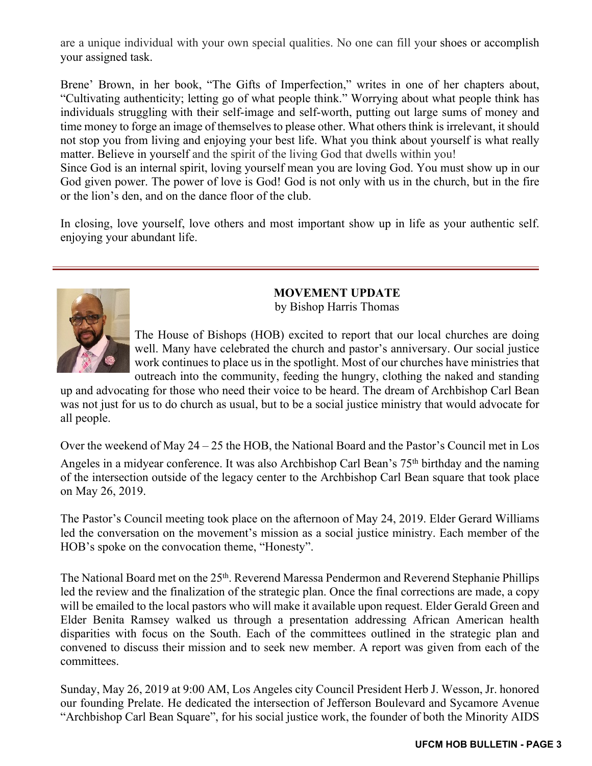are a unique individual with your own special qualities. No one can fill your shoes or accomplish your assigned task.

Brene' Brown, in her book, "The Gifts of Imperfection," writes in one of her chapters about, "Cultivating authenticity; letting go of what people think." Worrying about what people think has individuals struggling with their self-image and self-worth, putting out large sums of money and time money to forge an image of themselves to please other. What others think is irrelevant, it should not stop you from living and enjoying your best life. What you think about yourself is what really matter. Believe in yourself and the spirit of the living God that dwells within you!
Since God is an internal spirit, loving yourself mean you are loving God. You must show up in our God given power. The power of love is God! God is not only with us in the church, but in the fire or the lion's den, and on the dance floor of the club.

In closing, love yourself, love others and most important show up in life as your authentic self. enjoying your abundant life.

---

## MOVEMENT UPDATE

by Bishop Harris Thomas

The House of Bishops (HOB) excited to report that our local churches are doing well. Many have celebrated the church and pastor's anniversary. Our social justice work continues to place us in the spotlight. Most of our churches have ministries that outreach into the community, feeding the hungry, clothing the naked and standing up and advocating for those who need their voice to be heard. The dream of Archbishop Carl Bean was not just for us to do church as usual, but to be a social justice ministry that would advocate for all people.

Over the weekend of May 24 – 25 the HOB, the National Board and the Pastor's Council met in Los Angeles in a midyear conference. It was also Archbishop Carl Bean's 75th birthday and the naming of the intersection outside of the legacy center to the Archbishop Carl Bean square that took place on May 26, 2019.

The Pastor's Council meeting took place on the afternoon of May 24, 2019. Elder Gerard Williams led the conversation on the movement's mission as a social justice ministry. Each member of the HOB's spoke on the convocation theme, "Honesty".

The National Board met on the 25th. Reverend Maressa Pendermon and Reverend Stephanie Phillips led the review and the finalization of the strategic plan. Once the final corrections are made, a copy will be emailed to the local pastors who will make it available upon request. Elder Gerald Green and Elder Benita Ramsey walked us through a presentation addressing African American health disparities with focus on the South. Each of the committees outlined in the strategic plan and convened to discuss their mission and to seek new member. A report was given from each of the committees.

Sunday, May 26, 2019 at 9:00 AM, Los Angeles city Council President Herb J. Wesson, Jr. honored our founding Prelate. He dedicated the intersection of Jefferson Boulevard and Sycamore Avenue "Archbishop Carl Bean Square", for his social justice work, the founder of both the Minority AIDS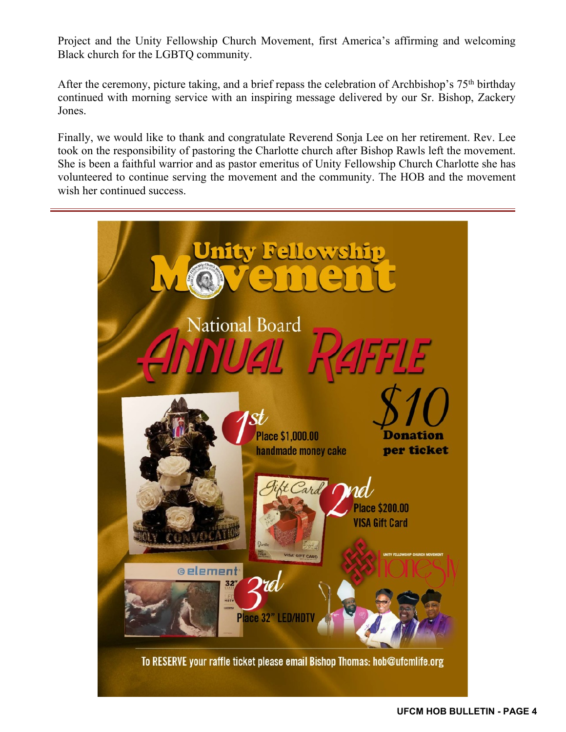Project and the Unity Fellowship Church Movement, first America's affirming and welcoming Black church for the LGBTQ community.

After the ceremony, picture taking, and a brief repass the celebration of Archbishop's 75th birthday continued with morning service with an inspiring message delivered by our Sr. Bishop, Zackery Jones.

Finally, we would like to thank and congratulate Reverend Sonja Lee on her retirement. Rev. Lee took on the responsibility of pastoring the Charlotte church after Bishop Rawls left the movement. She is been a faithful warrior and as pastor emeritus of Unity Fellowship Church Charlotte she has volunteered to continue serving the movement and the community. The HOB and the movement wish her continued success.

---

# Unity Fellowship Movement

## National Board Annual Raffle

**$10 Donation per ticket**

**1st** Place $1,000.00 handmade money cake

**2nd** Place $200.00 VISA Gift Card

**3rd** Place 32" LED/HDTV

To RESERVE your raffle ticket please email Bishop Thomas: hob@ufcmlife.org